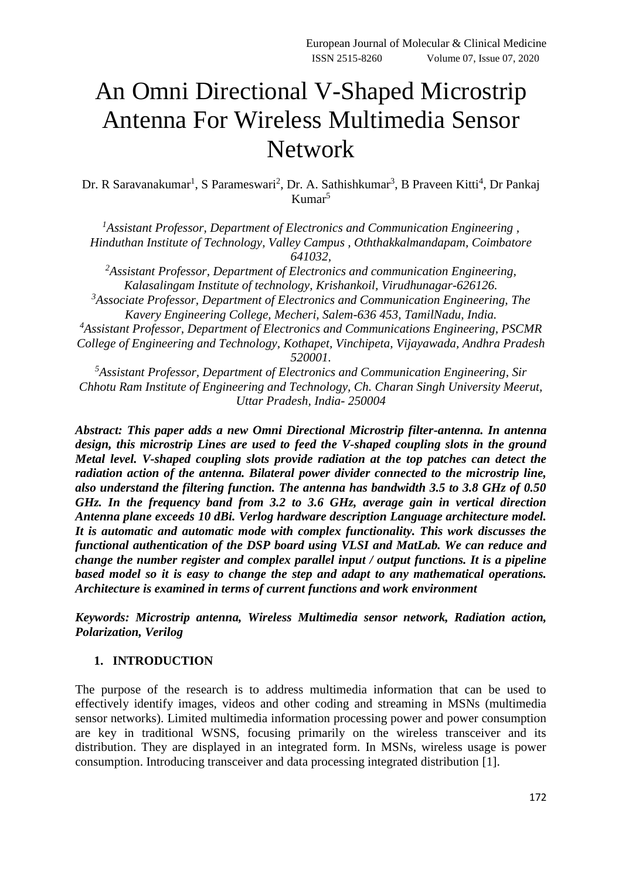# An Omni Directional V-Shaped Microstrip Antenna For Wireless Multimedia Sensor Network

Dr. R Saravanakumar[1], S Parameswari[2], Dr. A. Sathishkumar[3], B Praveen Kitti[4], Dr Pankaj Kumar[5]

[1]*Assistant Professor, Department of Electronics and Communication Engineering , Hinduthan Institute of Technology, Valley Campus , Oththakkalmandapam, Coimbatore 641032,*

[2]*Assistant Professor, Department of Electronics and communication Engineering, Kalasalingam Institute of technology, Krishankoil, Virudhunagar-626126.*

[3]*Associate Professor, Department of Electronics and Communication Engineering, The Kavery Engineering College, Mecheri, Salem-636 453, TamilNadu, India.*

[4]*Assistant Professor, Department of Electronics and Communications Engineering, PSCMR College of Engineering and Technology, Kothapet, Vinchipeta, Vijayawada, Andhra Pradesh 520001.*

[5]*Assistant Professor, Department of Electronics and Communication Engineering, Sir Chhotu Ram Institute of Engineering and Technology, Ch. Charan Singh University Meerut, Uttar Pradesh, India- 250004*

***Abstract: This paper adds a new Omni Directional Microstrip filter-antenna. In antenna design, this microstrip Lines are used to feed the V-shaped coupling slots in the ground Metal level. V-shaped coupling slots provide radiation at the top patches can detect the radiation action of the antenna. Bilateral power divider connected to the microstrip line, also understand the filtering function. The antenna has bandwidth 3.5 to 3.8 GHz of 0.50 GHz. In the frequency band from 3.2 to 3.6 GHz, average gain in vertical direction Antenna plane exceeds 10 dBi. Verlog hardware description Language architecture model. It is automatic and automatic mode with complex functionality. This work discusses the functional authentication of the DSP board using VLSI and MatLab. We can reduce and change the number register and complex parallel input / output functions. It is a pipeline based model so it is easy to change the step and adapt to any mathematical operations. Architecture is examined in terms of current functions and work environment***

***Keywords: Microstrip antenna, Wireless Multimedia sensor network, Radiation action, Polarization, Verilog***

## 1. INTRODUCTION

The purpose of the research is to address multimedia information that can be used to effectively identify images, videos and other coding and streaming in MSNs (multimedia sensor networks). Limited multimedia information processing power and power consumption are key in traditional WSNS, focusing primarily on the wireless transceiver and its distribution. They are displayed in an integrated form. In MSNs, wireless usage is power consumption. Introducing transceiver and data processing integrated distribution [1].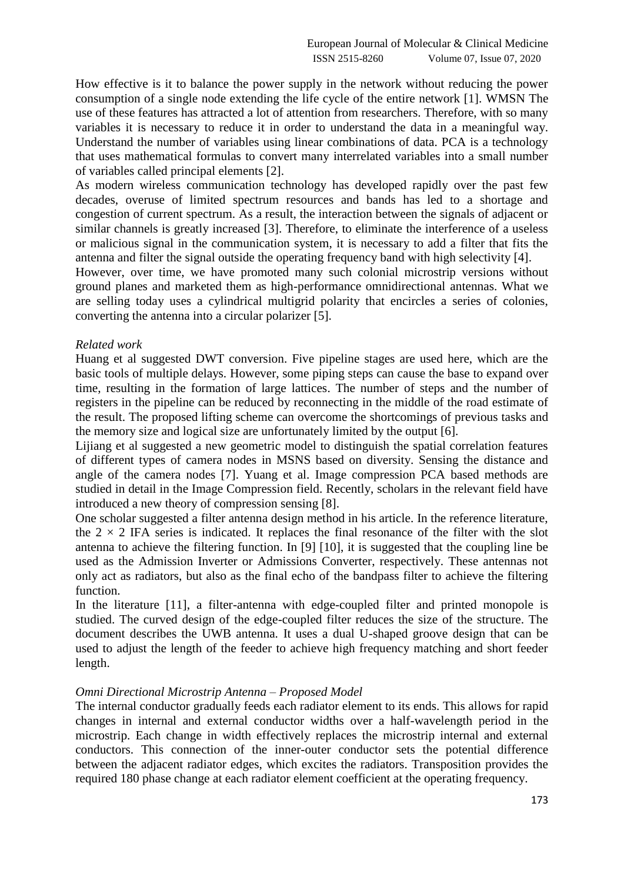How effective is it to balance the power supply in the network without reducing the power consumption of a single node extending the life cycle of the entire network [1]. WMSN The use of these features has attracted a lot of attention from researchers. Therefore, with so many variables it is necessary to reduce it in order to understand the data in a meaningful way. Understand the number of variables using linear combinations of data. PCA is a technology that uses mathematical formulas to convert many interrelated variables into a small number of variables called principal elements [2].

As modern wireless communication technology has developed rapidly over the past few decades, overuse of limited spectrum resources and bands has led to a shortage and congestion of current spectrum. As a result, the interaction between the signals of adjacent or similar channels is greatly increased [3]. Therefore, to eliminate the interference of a useless or malicious signal in the communication system, it is necessary to add a filter that fits the antenna and filter the signal outside the operating frequency band with high selectivity [4].

However, over time, we have promoted many such colonial microstrip versions without ground planes and marketed them as high-performance omnidirectional antennas. What we are selling today uses a cylindrical multigrid polarity that encircles a series of colonies, converting the antenna into a circular polarizer [5].

*Related work*

Huang et al suggested DWT conversion. Five pipeline stages are used here, which are the basic tools of multiple delays. However, some piping steps can cause the base to expand over time, resulting in the formation of large lattices. The number of steps and the number of registers in the pipeline can be reduced by reconnecting in the middle of the road estimate of the result. The proposed lifting scheme can overcome the shortcomings of previous tasks and the memory size and logical size are unfortunately limited by the output [6].

Lijiang et al suggested a new geometric model to distinguish the spatial correlation features of different types of camera nodes in MSNS based on diversity. Sensing the distance and angle of the camera nodes [7]. Yuang et al. Image compression PCA based methods are studied in detail in the Image Compression field. Recently, scholars in the relevant field have introduced a new theory of compression sensing [8].

One scholar suggested a filter antenna design method in his article. In the reference literature, the $2 \times 2$ IFA series is indicated. It replaces the final resonance of the filter with the slot antenna to achieve the filtering function. In [9] [10], it is suggested that the coupling line be used as the Admission Inverter or Admissions Converter, respectively. These antennas not only act as radiators, but also as the final echo of the bandpass filter to achieve the filtering function.

In the literature [11], a filter-antenna with edge-coupled filter and printed monopole is studied. The curved design of the edge-coupled filter reduces the size of the structure. The document describes the UWB antenna. It uses a dual U-shaped groove design that can be used to adjust the length of the feeder to achieve high frequency matching and short feeder length.

*Omni Directional Microstrip Antenna – Proposed Model*

The internal conductor gradually feeds each radiator element to its ends. This allows for rapid changes in internal and external conductor widths over a half-wavelength period in the microstrip. Each change in width effectively replaces the microstrip internal and external conductors. This connection of the inner-outer conductor sets the potential difference between the adjacent radiator edges, which excites the radiators. Transposition provides the required 180 phase change at each radiator element coefficient at the operating frequency.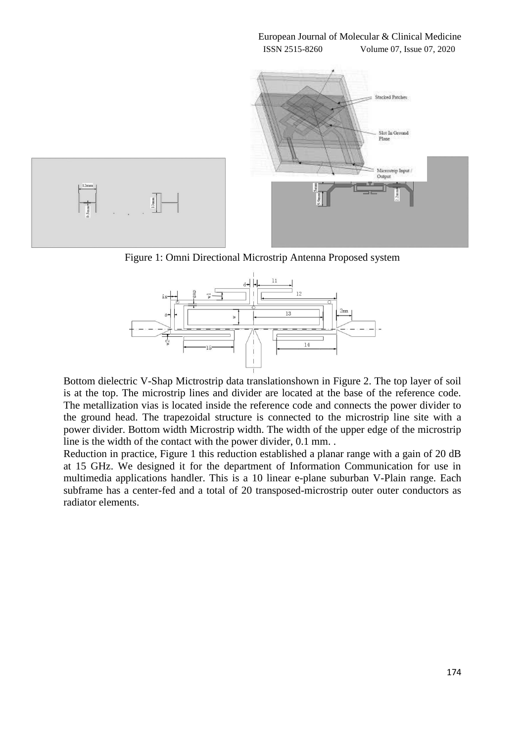Figure 1: Omni Directional Microstrip Antenna Proposed system

Bottom dielectric V-Shap Mictrostrip data translationshown in Figure 2. The top layer of soil is at the top. The microstrip lines and divider are located at the base of the reference code. The metallization vias is located inside the reference code and connects the power divider to the ground head. The trapezoidal structure is connected to the microstrip line site with a power divider. Bottom width Microstrip width. The width of the upper edge of the microstrip line is the width of the contact with the power divider, 0.1 mm. .

Reduction in practice, Figure 1 this reduction established a planar range with a gain of 20 dB at 15 GHz. We designed it for the department of Information Communication for use in multimedia applications handler. This is a 10 linear e-plane suburban V-Plain range. Each subframe has a center-fed and a total of 20 transposed-microstrip outer outer conductors as radiator elements.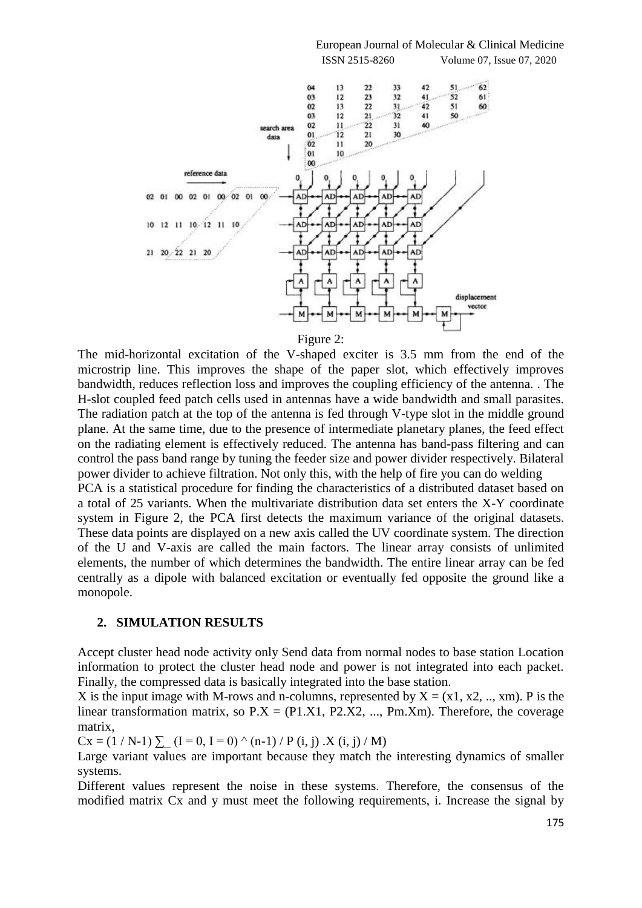Figure 2:

The mid-horizontal excitation of the V-shaped exciter is 3.5 mm from the end of the microstrip line. This improves the shape of the paper slot, which effectively improves bandwidth, reduces reflection loss and improves the coupling efficiency of the antenna. . The H-slot coupled feed patch cells used in antennas have a wide bandwidth and small parasites. The radiation patch at the top of the antenna is fed through V-type slot in the middle ground plane. At the same time, due to the presence of intermediate planetary planes, the feed effect on the radiating element is effectively reduced. The antenna has band-pass filtering and can control the pass band range by tuning the feeder size and power divider respectively. Bilateral power divider to achieve filtration. Not only this, with the help of fire you can do welding

PCA is a statistical procedure for finding the characteristics of a distributed dataset based on a total of 25 variants. When the multivariate distribution data set enters the X-Y coordinate system in Figure 2, the PCA first detects the maximum variance of the original datasets. These data points are displayed on a new axis called the UV coordinate system. The direction of the U and V-axis are called the main factors. The linear array consists of unlimited elements, the number of which determines the bandwidth. The entire linear array can be fed centrally as a dipole with balanced excitation or eventually fed opposite the ground like a monopole.

## 2. SIMULATION RESULTS

Accept cluster head node activity only Send data from normal nodes to base station Location information to protect the cluster head node and power is not integrated into each packet. Finally, the compressed data is basically integrated into the base station.

X is the input image with M-rows and n-columns, represented by $X = (x1, x2, .., xm)$. P is the linear transformation matrix, so $P.X = (P1.X1, P2.X2, ..., Pm.Xm)$. Therefore, the coverage matrix,

$$Cx = (1 / N-1) \sum_{(I = 0, I = 0)}^{(n-1)} / P (i, j) .X (i, j) / M)$$

Large variant values are important because they match the interesting dynamics of smaller systems.

Different values represent the noise in these systems. Therefore, the consensus of the modified matrix Cx and y must meet the following requirements, i. Increase the signal by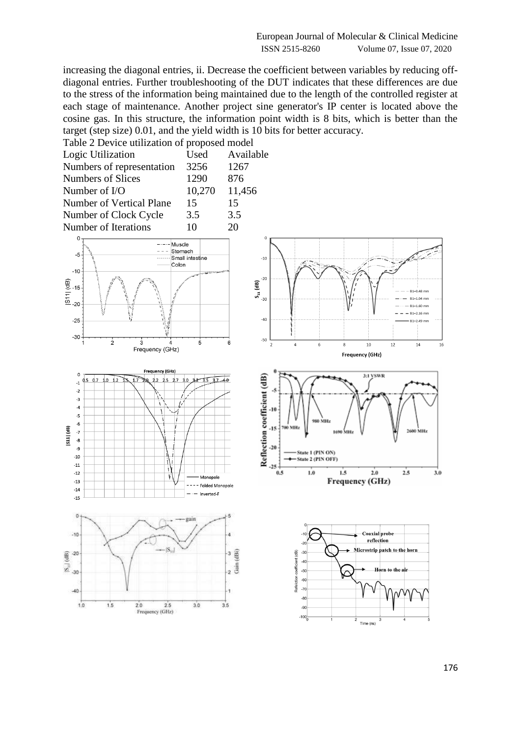increasing the diagonal entries, ii. Decrease the coefficient between variables by reducing off-diagonal entries. Further troubleshooting of the DUT indicates that these differences are due to the stress of the information being maintained due to the length of the controlled register at each stage of maintenance. Another project sine generator's IP center is located above the cosine gas. In this structure, the information point width is 8 bits, which is better than the target (step size) 0.01, and the yield width is 10 bits for better accuracy.

Table 2 Device utilization of proposed model

| Logic Utilization | Used | Available |
|---|---|---|
| Numbers of representation | 3256 | 1267 |
| Numbers of Slices | 1290 | 876 |
| Number of I/O | 10,270 | 11,456 |
| Number of Vertical Plane | 15 | 15 |
| Number of Clock Cycle | 3.5 | 3.5 |
| Number of Iterations | 10 | 20 |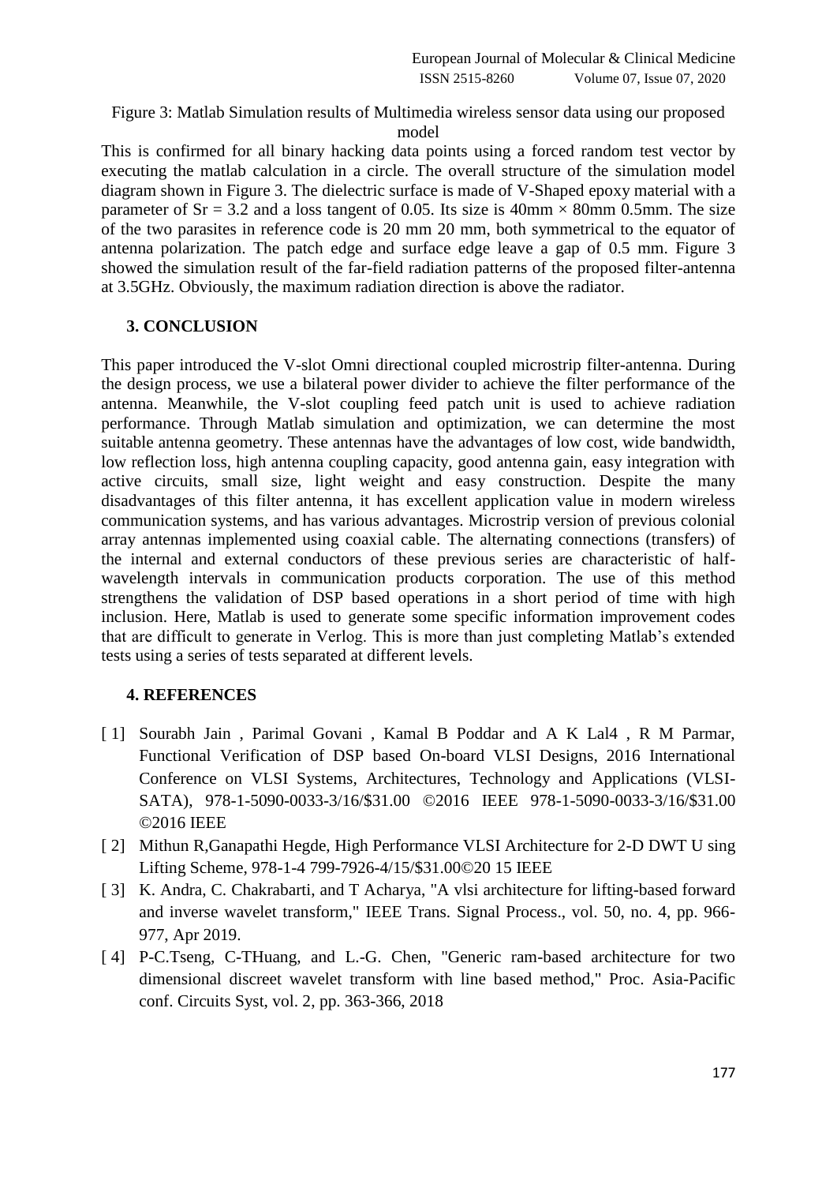Figure 3: Matlab Simulation results of Multimedia wireless sensor data using our proposed model

This is confirmed for all binary hacking data points using a forced random test vector by executing the matlab calculation in a circle. The overall structure of the simulation model diagram shown in Figure 3. The dielectric surface is made of V-Shaped epoxy material with a parameter of Sr = 3.2 and a loss tangent of 0.05. Its size is 40mm × 80mm 0.5mm. The size of the two parasites in reference code is 20 mm 20 mm, both symmetrical to the equator of antenna polarization. The patch edge and surface edge leave a gap of 0.5 mm. Figure 3 showed the simulation result of the far-field radiation patterns of the proposed filter-antenna at 3.5GHz. Obviously, the maximum radiation direction is above the radiator.

## 3. CONCLUSION

This paper introduced the V-slot Omni directional coupled microstrip filter-antenna. During the design process, we use a bilateral power divider to achieve the filter performance of the antenna. Meanwhile, the V-slot coupling feed patch unit is used to achieve radiation performance. Through Matlab simulation and optimization, we can determine the most suitable antenna geometry. These antennas have the advantages of low cost, wide bandwidth, low reflection loss, high antenna coupling capacity, good antenna gain, easy integration with active circuits, small size, light weight and easy construction. Despite the many disadvantages of this filter antenna, it has excellent application value in modern wireless communication systems, and has various advantages. Microstrip version of previous colonial array antennas implemented using coaxial cable. The alternating connections (transfers) of the internal and external conductors of these previous series are characteristic of half-wavelength intervals in communication products corporation. The use of this method strengthens the validation of DSP based operations in a short period of time with high inclusion. Here, Matlab is used to generate some specific information improvement codes that are difficult to generate in Verlog. This is more than just completing Matlab's extended tests using a series of tests separated at different levels.

## 4. REFERENCES

[ 1] Sourabh Jain , Parimal Govani , Kamal B Poddar and A K Lal4 , R M Parmar, Functional Verification of DSP based On-board VLSI Designs, 2016 International Conference on VLSI Systems, Architectures, Technology and Applications (VLSI-SATA), 978-1-5090-0033-3/16/$31.00 ©2016 IEEE 978-1-5090-0033-3/16/$31.00 ©2016 IEEE

[ 2] Mithun R,Ganapathi Hegde, High Performance VLSI Architecture for 2-D DWT U sing Lifting Scheme, 978-1-4 799-7926-4/15/$31.00©20 15 IEEE

[ 3] K. Andra, C. Chakrabarti, and T Acharya, "A vlsi architecture for lifting-based forward and inverse wavelet transform," IEEE Trans. Signal Process., vol. 50, no. 4, pp. 966-977, Apr 2019.

[ 4] P-C.Tseng, C-THuang, and L.-G. Chen, "Generic ram-based architecture for two dimensional discreet wavelet transform with line based method," Proc. Asia-Pacific conf. Circuits Syst, vol. 2, pp. 363-366, 2018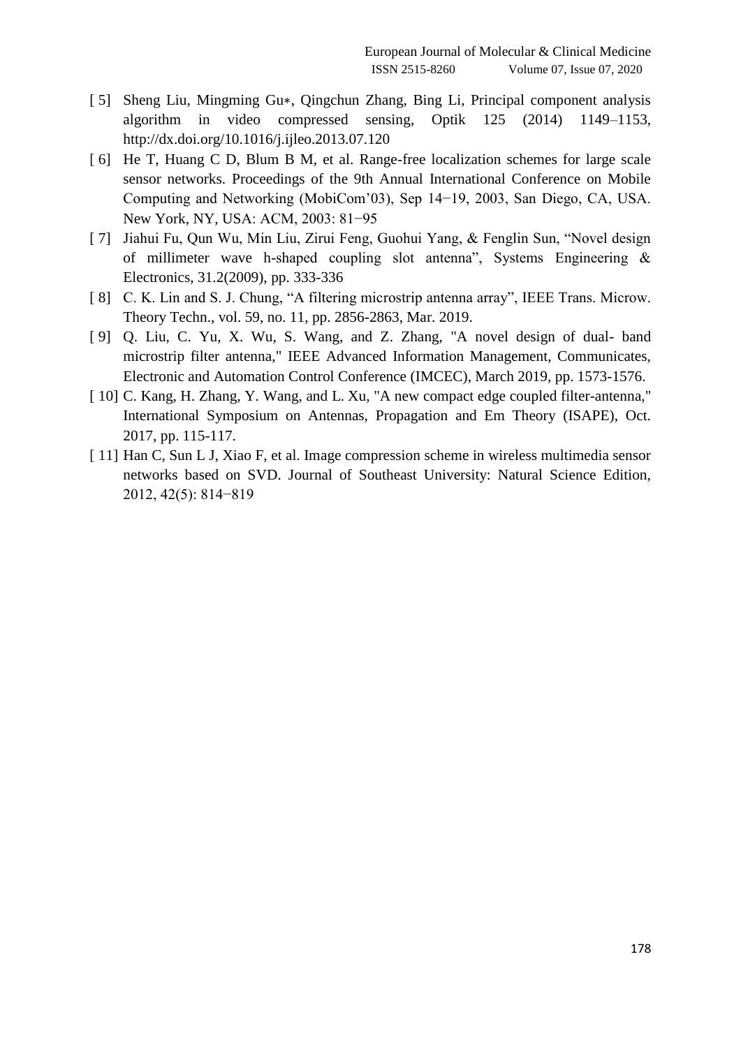[ 5] Sheng Liu, Mingming Gu∗, Qingchun Zhang, Bing Li, Principal component analysis algorithm in video compressed sensing, Optik 125 (2014) 1149–1153, http://dx.doi.org/10.1016/j.ijleo.2013.07.120

[ 6] He T, Huang C D, Blum B M, et al. Range-free localization schemes for large scale sensor networks. Proceedings of the 9th Annual International Conference on Mobile Computing and Networking (MobiCom'03), Sep 14−19, 2003, San Diego, CA, USA. New York, NY, USA: ACM, 2003: 81−95

[ 7] Jiahui Fu, Qun Wu, Min Liu, Zirui Feng, Guohui Yang, & Fenglin Sun, "Novel design of millimeter wave h-shaped coupling slot antenna", Systems Engineering & Electronics, 31.2(2009), pp. 333-336

[ 8] C. K. Lin and S. J. Chung, "A filtering microstrip antenna array", IEEE Trans. Microw. Theory Techn., vol. 59, no. 11, pp. 2856-2863, Mar. 2019.

[ 9] Q. Liu, C. Yu, X. Wu, S. Wang, and Z. Zhang, "A novel design of dual- band microstrip filter antenna," IEEE Advanced Information Management, Communicates, Electronic and Automation Control Conference (IMCEC), March 2019, pp. 1573-1576.

[ 10] C. Kang, H. Zhang, Y. Wang, and L. Xu, "A new compact edge coupled filter-antenna," International Symposium on Antennas, Propagation and Em Theory (ISAPE), Oct. 2017, pp. 115-117.

[ 11] Han C, Sun L J, Xiao F, et al. Image compression scheme in wireless multimedia sensor networks based on SVD. Journal of Southeast University: Natural Science Edition, 2012, 42(5): 814−819